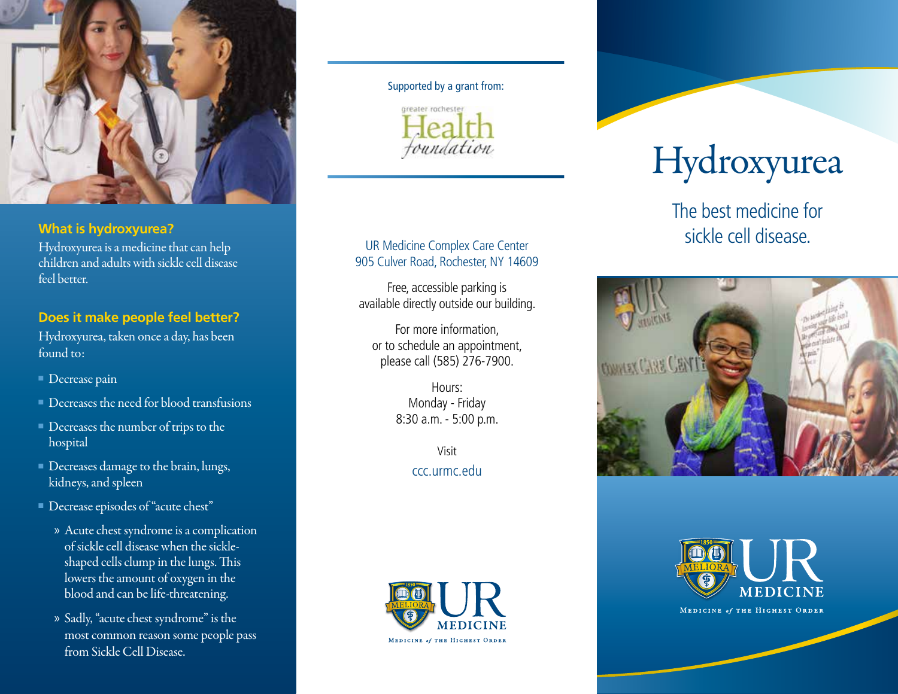## What is hydroxyurea?

Hydroxyurea is a medicine that can help children and adults with sickle cell disease feel better.

## Does it make people feel better?

Hydroxyurea, taken once a day, has been found to:

- Decrease pain
- Decreases the need for blood transfusions
- Decreases the number of trips to the hospital
- Decreases damage to the brain, lungs, kidneys, and spleen
- Decrease episodes of "acute chest"
  - Acute chest syndrome is a complication of sickle cell disease when the sickle-shaped cells clump in the lungs. This lowers the amount of oxygen in the blood and can be life-threatening.
  - Sadly, "acute chest syndrome" is the most common reason some people pass from Sickle Cell Disease.

Supported by a grant from:

greater rochester Health foundation

UR Medicine Complex Care Center
905 Culver Road, Rochester, NY 14609

Free, accessible parking is available directly outside our building.

For more information, or to schedule an appointment, please call (585) 276-7900.

Hours:
Monday - Friday
8:30 a.m. - 5:00 p.m.

Visit
ccc.urmc.edu

UR MEDICINE
MEDICINE *of* THE HIGHEST ORDER

# Hydroxyurea

The best medicine for sickle cell disease.

UR MEDICINE
MEDICINE *of* THE HIGHEST ORDER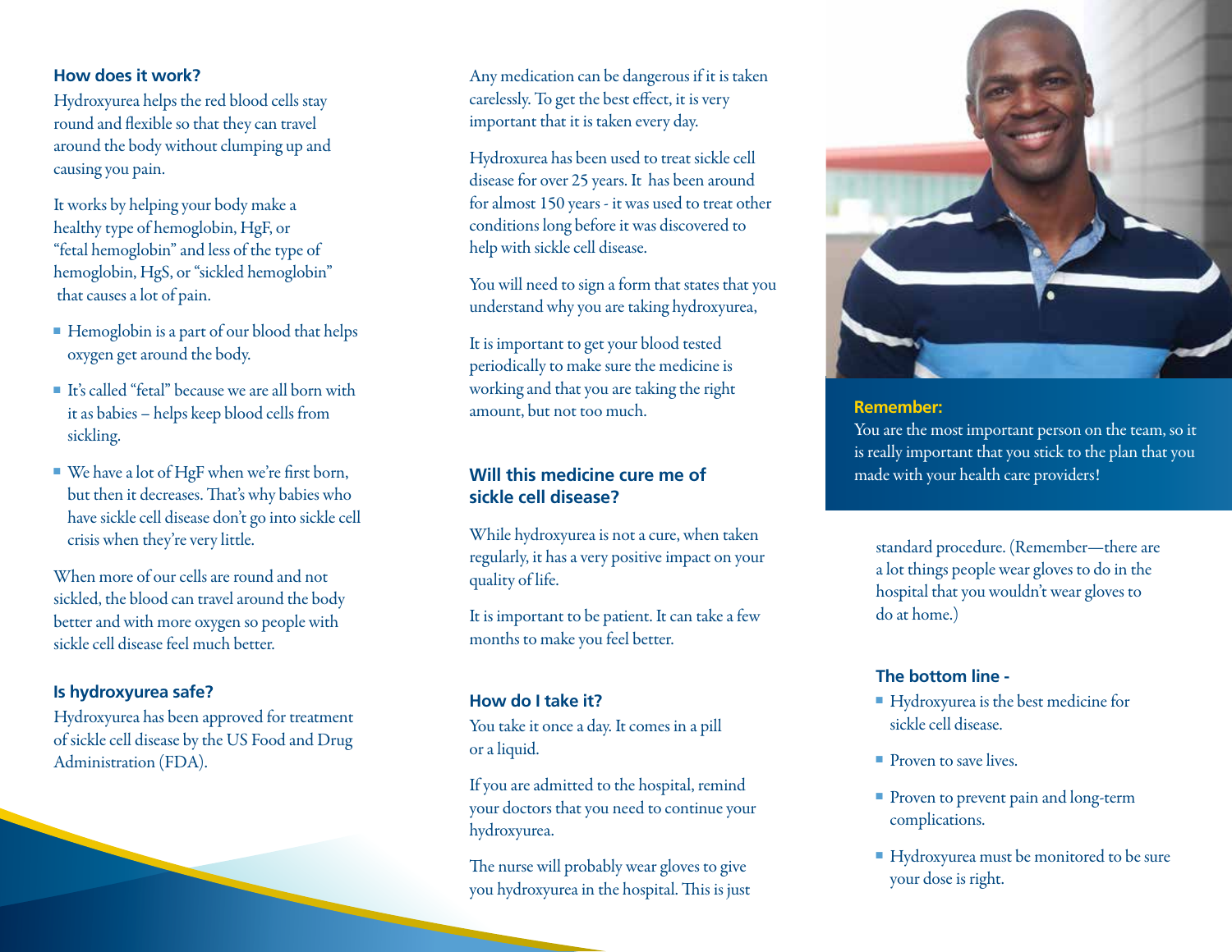### How does it work?

Hydroxyurea helps the red blood cells stay round and flexible so that they can travel around the body without clumping up and causing you pain.

It works by helping your body make a healthy type of hemoglobin, HgF, or "fetal hemoglobin" and less of the type of hemoglobin, HgS, or "sickled hemoglobin" that causes a lot of pain.

- Hemoglobin is a part of our blood that helps oxygen get around the body.
- It's called "fetal" because we are all born with it as babies – helps keep blood cells from sickling.
- We have a lot of HgF when we're first born, but then it decreases. That's why babies who have sickle cell disease don't go into sickle cell crisis when they're very little.

When more of our cells are round and not sickled, the blood can travel around the body better and with more oxygen so people with sickle cell disease feel much better.

### Is hydroxyurea safe?

Hydroxyurea has been approved for treatment of sickle cell disease by the US Food and Drug Administration (FDA).

Any medication can be dangerous if it is taken carelessly. To get the best effect, it is very important that it is taken every day.

Hydroxurea has been used to treat sickle cell disease for over 25 years. It has been around for almost 150 years - it was used to treat other conditions long before it was discovered to help with sickle cell disease.

You will need to sign a form that states that you understand why you are taking hydroxyurea,

It is important to get your blood tested periodically to make sure the medicine is working and that you are taking the right amount, but not too much.

### Will this medicine cure me of sickle cell disease?

While hydroxyurea is not a cure, when taken regularly, it has a very positive impact on your quality of life.

It is important to be patient. It can take a few months to make you feel better.

### How do I take it?

You take it once a day. It comes in a pill or a liquid.

If you are admitted to the hospital, remind your doctors that you need to continue your hydroxyurea.

The nurse will probably wear gloves to give you hydroxyurea in the hospital. This is just standard procedure. (Remember—there are a lot things people wear gloves to do in the hospital that you wouldn't wear gloves to do at home.)

**Remember:**

You are the most important person on the team, so it is really important that you stick to the plan that you made with your health care providers!

### The bottom line -

- Hydroxyurea is the best medicine for sickle cell disease.
- Proven to save lives.
- Proven to prevent pain and long-term complications.
- Hydroxyurea must be monitored to be sure your dose is right.